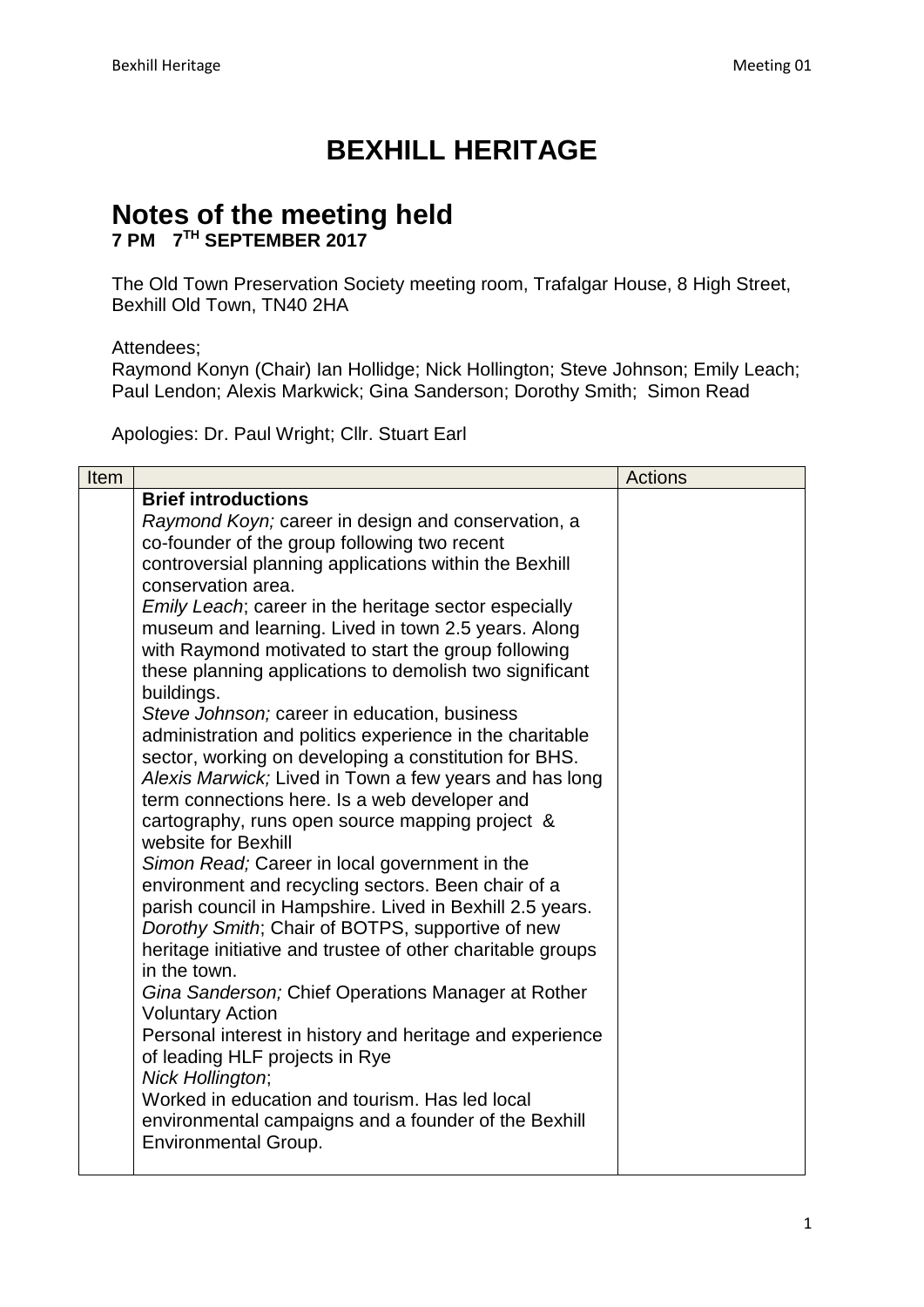# BEXHILL HERITAGE

## Notes of the meeting held

**7 PM 7TH SEPTEMBER 2017**

The Old Town Preservation Society meeting room, Trafalgar House, 8 High Street, Bexhill Old Town, TN40 2HA

Attendees;
Raymond Konyn (Chair) Ian Hollidge; Nick Hollington; Steve Johnson; Emily Leach; Paul Lendon; Alexis Markwick; Gina Sanderson; Dorothy Smith; Simon Read

Apologies: Dr. Paul Wright; Cllr. Stuart Earl

| Item | | Actions |
|---|---|---|
| | **Brief introductions**<br>*Raymond Koyn;* career in design and conservation, a co-founder of the group following two recent controversial planning applications within the Bexhill conservation area.<br>*Emily Leach*; career in the heritage sector especially museum and learning. Lived in town 2.5 years. Along with Raymond motivated to start the group following these planning applications to demolish two significant buildings.<br>*Steve Johnson;* career in education, business administration and politics experience in the charitable sector, working on developing a constitution for BHS.<br>*Alexis Marwick;* Lived in Town a few years and has long term connections here. Is a web developer and cartography, runs open source mapping project & website for Bexhill<br>*Simon Read;* Career in local government in the environment and recycling sectors. Been chair of a parish council in Hampshire. Lived in Bexhill 2.5 years.<br>*Dorothy Smith*; Chair of BOTPS, supportive of new heritage initiative and trustee of other charitable groups in the town.<br>*Gina Sanderson;* Chief Operations Manager at Rother Voluntary Action<br>Personal interest in history and heritage and experience of leading HLF projects in Rye<br>*Nick Hollington*;<br>Worked in education and tourism. Has led local environmental campaigns and a founder of the Bexhill Environmental Group. | |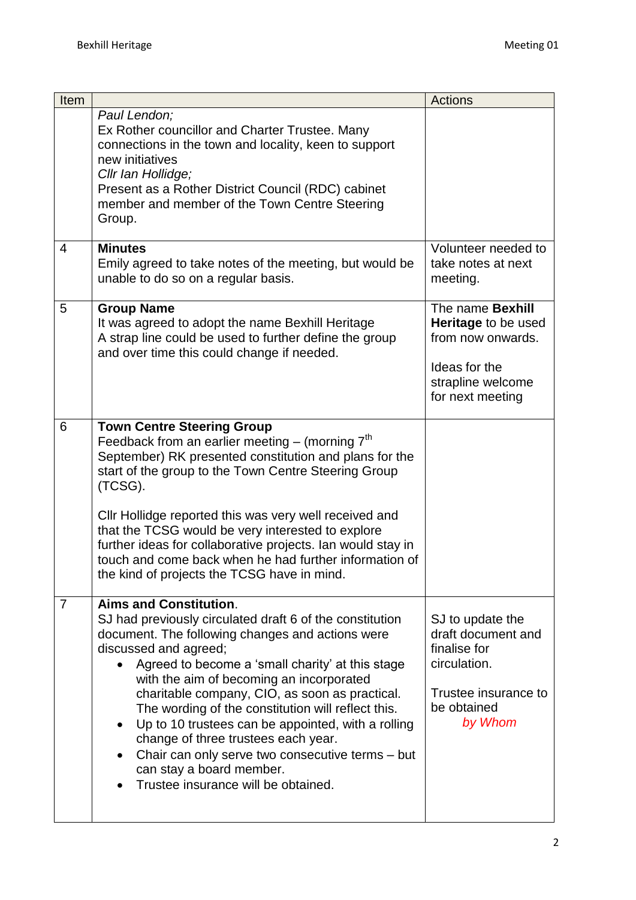| Item | | Actions |
|---|---|---|
| | *Paul Lendon;*<br>Ex Rother councillor and Charter Trustee. Many connections in the town and locality, keen to support new initiatives<br>*Cllr Ian Hollidge;*<br>Present as a Rother District Council (RDC) cabinet member and member of the Town Centre Steering Group. | |
| 4 | **Minutes**<br>Emily agreed to take notes of the meeting, but would be unable to do so on a regular basis. | Volunteer needed to take notes at next meeting. |
| 5 | **Group Name**<br>It was agreed to adopt the name Bexhill Heritage<br>A strap line could be used to further define the group and over time this could change if needed. | The name **Bexhill Heritage** to be used from now onwards.<br><br>Ideas for the strapline welcome for next meeting |
| 6 | **Town Centre Steering Group**<br>Feedback from an earlier meeting – (morning 7th September) RK presented constitution and plans for the start of the group to the Town Centre Steering Group (TCSG).<br><br>Cllr Hollidge reported this was very well received and that the TCSG would be very interested to explore further ideas for collaborative projects. Ian would stay in touch and come back when he had further information of the kind of projects the TCSG have in mind. | |
| 7 | **Aims and Constitution**.<br>SJ had previously circulated draft 6 of the constitution document. The following changes and actions were discussed and agreed;<br>• Agreed to become a 'small charity' at this stage with the aim of becoming an incorporated charitable company, CIO, as soon as practical. The wording of the constitution will reflect this.<br>• Up to 10 trustees can be appointed, with a rolling change of three trustees each year.<br>• Chair can only serve two consecutive terms – but can stay a board member.<br>• Trustee insurance will be obtained. | SJ to update the draft document and finalise for circulation.<br><br>Trustee insurance to be obtained<br>*by Whom* |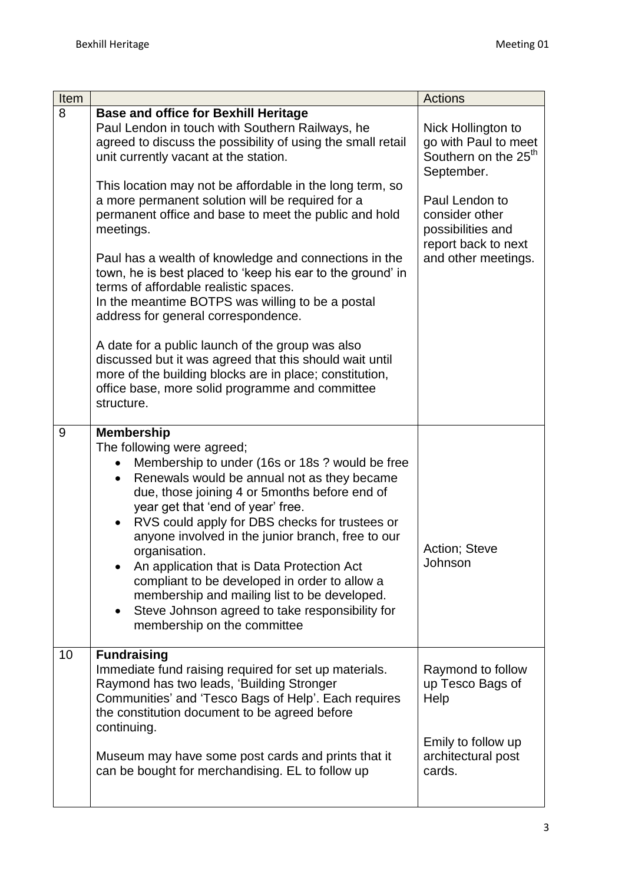| Item | | Actions |
|---|---|---|
| 8 | **Base and office for Bexhill Heritage**<br>Paul Lendon in touch with Southern Railways, he agreed to discuss the possibility of using the small retail unit currently vacant at the station.<br><br>This location may not be affordable in the long term, so a more permanent solution will be required for a permanent office and base to meet the public and hold meetings.<br><br>Paul has a wealth of knowledge and connections in the town, he is best placed to 'keep his ear to the ground' in terms of affordable realistic spaces.<br>In the meantime BOTPS was willing to be a postal address for general correspondence.<br><br>A date for a public launch of the group was also discussed but it was agreed that this should wait until more of the building blocks are in place; constitution, office base, more solid programme and committee structure. | Nick Hollington to go with Paul to meet Southern on the 25th September.<br><br>Paul Lendon to consider other possibilities and report back to next and other meetings. |
| 9 | **Membership**<br>The following were agreed;<br>• Membership to under (16s or 18s ? would be free<br>• Renewals would be annual not as they became due, those joining 4 or 5months before end of year get that 'end of year' free.<br>• RVS could apply for DBS checks for trustees or anyone involved in the junior branch, free to our organisation.<br>• An application that is Data Protection Act compliant to be developed in order to allow a membership and mailing list to be developed.<br>• Steve Johnson agreed to take responsibility for membership on the committee | Action; Steve Johnson |
| 10 | **Fundraising**<br>Immediate fund raising required for set up materials. Raymond has two leads, 'Building Stronger Communities' and 'Tesco Bags of Help'. Each requires the constitution document to be agreed before continuing.<br><br>Museum may have some post cards and prints that it can be bought for merchandising. EL to follow up | Raymond to follow up Tesco Bags of Help<br><br>Emily to follow up architectural post cards. |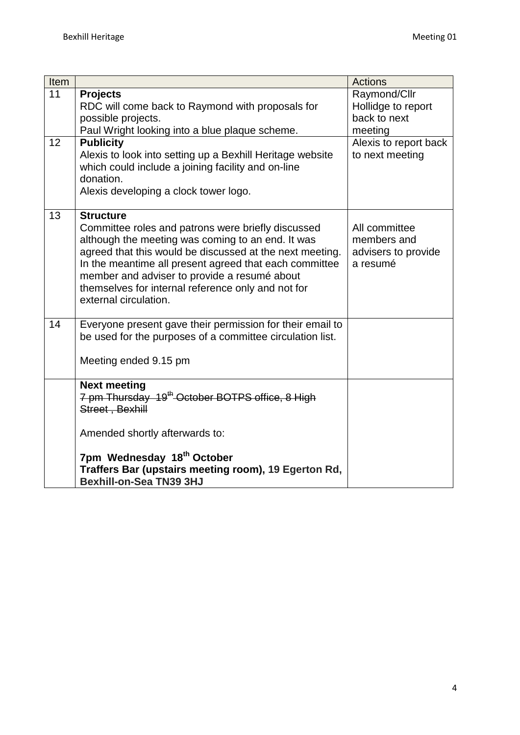| Item | | Actions |
|---|---|---|
| 11 | **Projects**<br>RDC will come back to Raymond with proposals for possible projects.<br>Paul Wright looking into a blue plaque scheme. | Raymond/Cllr Hollidge to report back to next meeting |
| 12 | **Publicity**<br>Alexis to look into setting up a Bexhill Heritage website which could include a joining facility and on-line donation.<br>Alexis developing a clock tower logo. | Alexis to report back to next meeting |
| 13 | **Structure**<br>Committee roles and patrons were briefly discussed although the meeting was coming to an end. It was agreed that this would be discussed at the next meeting. In the meantime all present agreed that each committee member and adviser to provide a resumé about themselves for internal reference only and not for external circulation. | All committee members and advisers to provide a resumé |
| 14 | Everyone present gave their permission for their email to be used for the purposes of a committee circulation list.<br><br>Meeting ended 9.15 pm | |
| | **Next meeting**<br>~~7 pm Thursday 19th October BOTPS office, 8 High Street , Bexhill~~<br><br>Amended shortly afterwards to:<br><br>**7pm Wednesday 18th October**<br>**Traffers Bar (upstairs meeting room), 19 Egerton Rd, Bexhill-on-Sea TN39 3HJ** | |